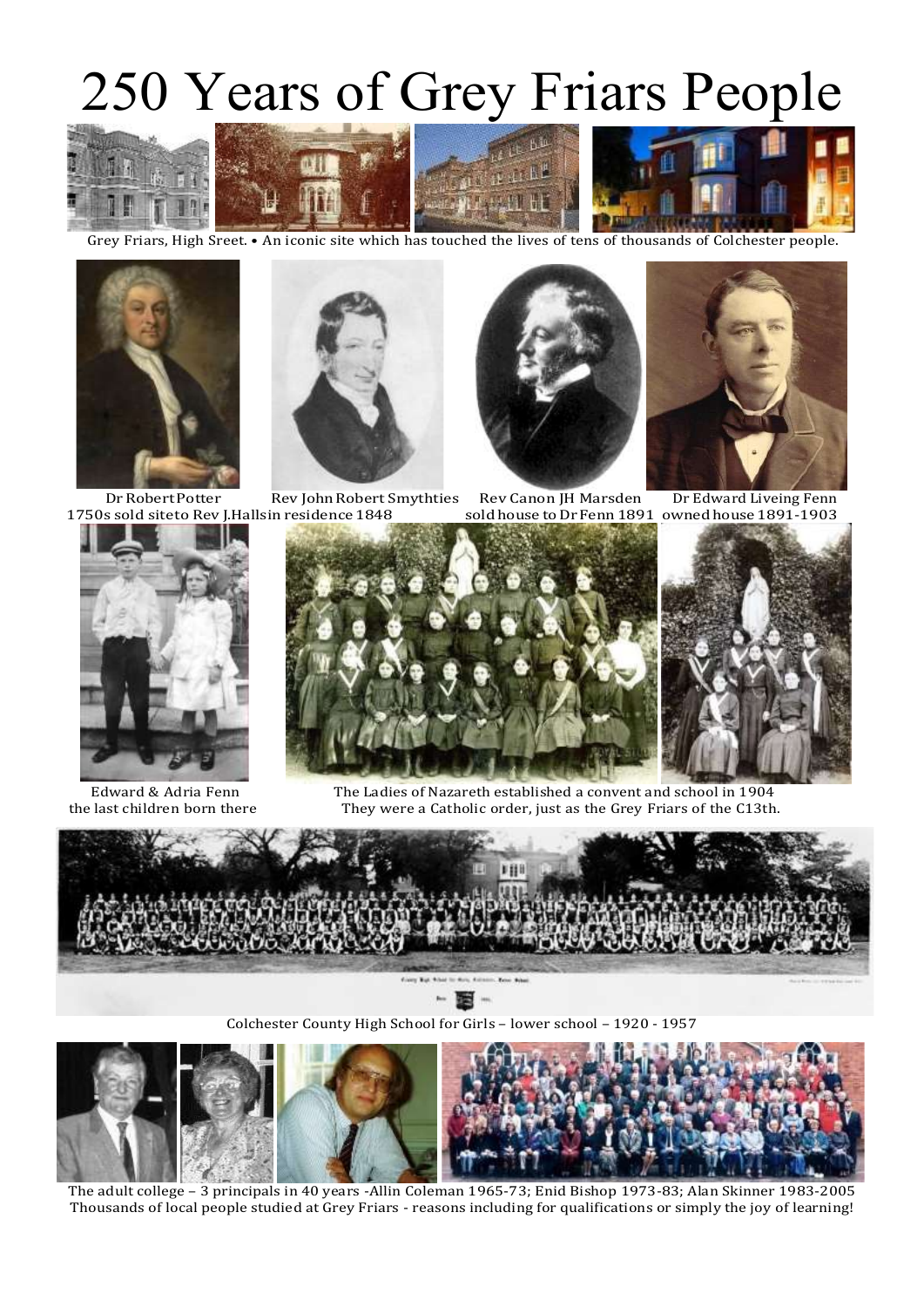# 250 Years of Grey Friars People

Grey Friars, High Sreet. • An iconic site which has touched the lives of tens of thousands of Colchester people.

Dr Robert Potter
1750s sold site to Rev J.Hallsin residence 1848

Rev John Robert Smythties

Rev Canon JH Marsden
sold house to Dr Fenn 1891

Dr Edward Liveing Fenn
owned house 1891-1903

Edward & Adria Fenn
the last children born there

The Ladies of Nazareth established a convent and school in 1904
They were a Catholic order, just as the Grey Friars of the C13th.

Colchester County High School for Girls – lower school – 1920 - 1957

The adult college – 3 principals in 40 years -Allin Coleman 1965-73; Enid Bishop 1973-83; Alan Skinner 1983-2005
Thousands of local people studied at Grey Friars - reasons including for qualifications or simply the joy of learning!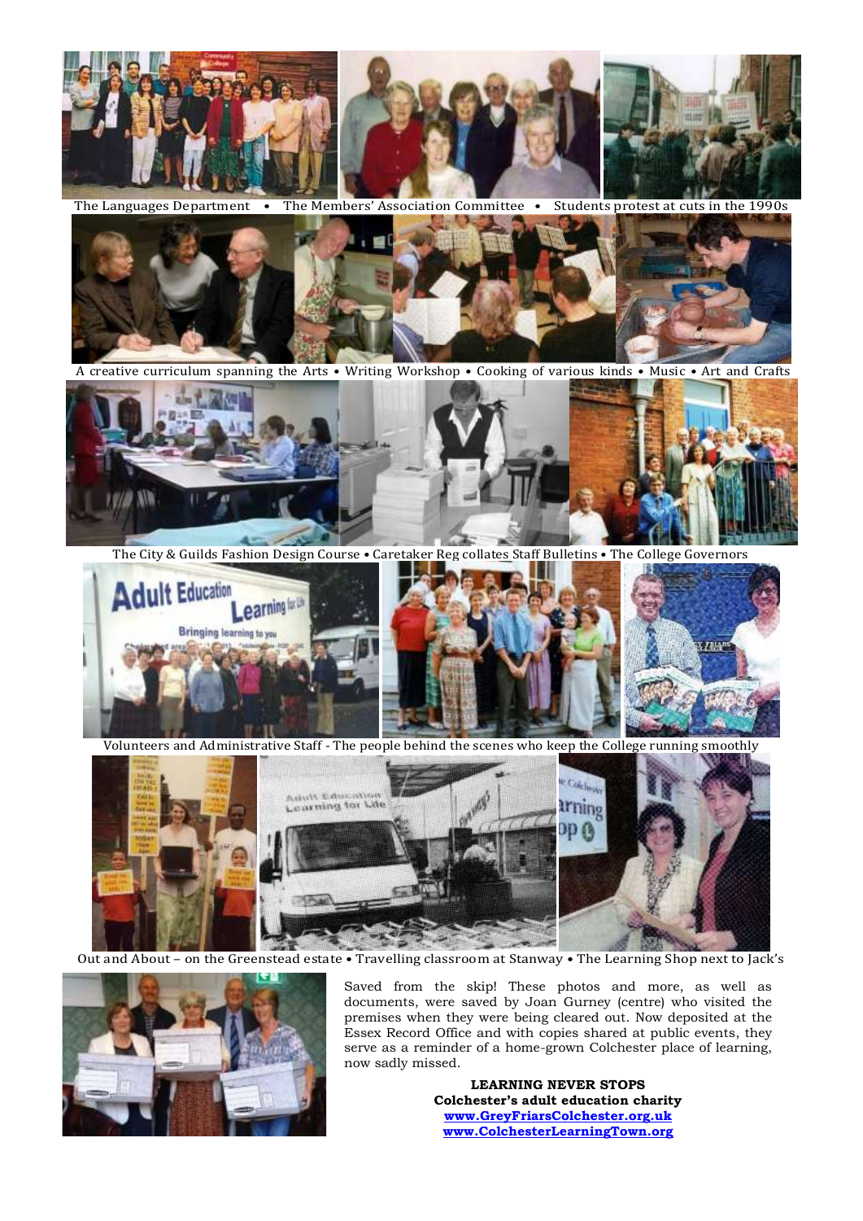The Languages Department • The Members' Association Committee • Students protest at cuts in the 1990s

A creative curriculum spanning the Arts • Writing Workshop • Cooking of various kinds • Music • Art and Crafts

The City & Guilds Fashion Design Course • Caretaker Reg collates Staff Bulletins • The College Governors

Volunteers and Administrative Staff - The people behind the scenes who keep the College running smoothly

Out and About – on the Greenstead estate • Travelling classroom at Stanway • The Learning Shop next to Jack's

Saved from the skip! These photos and more, as well as documents, were saved by Joan Gurney (centre) who visited the premises when they were being cleared out. Now deposited at the Essex Record Office and with copies shared at public events, they serve as a reminder of a home-grown Colchester place of learning, now sadly missed.

**LEARNING NEVER STOPS**
**Colchester's adult education charity**
**www.GreyFriarsColchester.org.uk**
**www.ColchesterLearningTown.org**